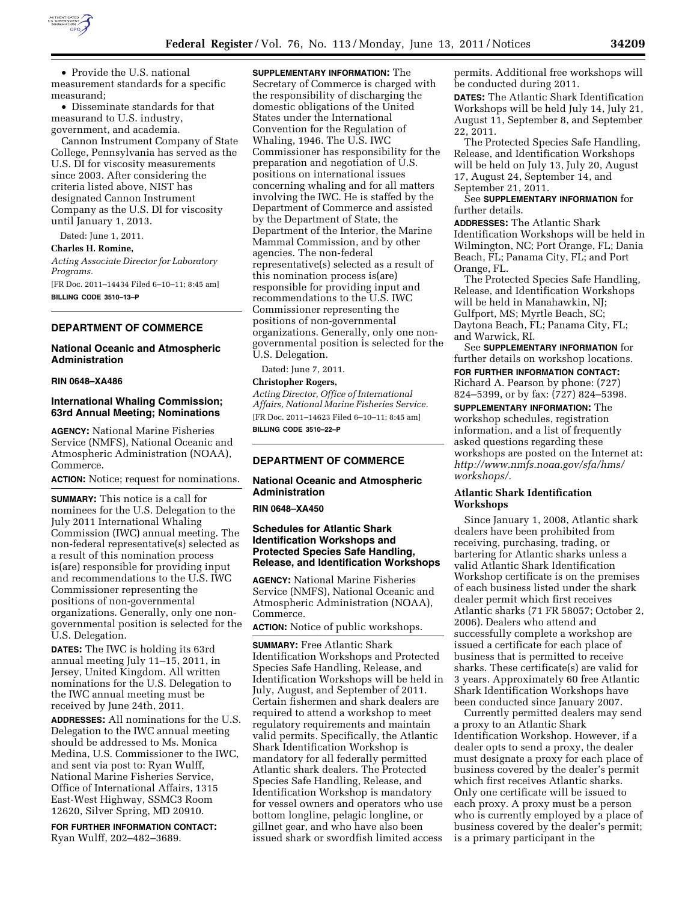- Provide the U.S. national measurement standards for a specific measurand;
- Disseminate standards for that measurand to U.S. industry, government, and academia.

Cannon Instrument Company of State College, Pennsylvania has served as the U.S. DI for viscosity measurements since 2003. After considering the criteria listed above, NIST has designated Cannon Instrument Company as the U.S. DI for viscosity until January 1, 2013.

Dated: June 1, 2011.

**Charles H. Romine,**

*Acting Associate Director for Laboratory Programs.*

[FR Doc. 2011–14434 Filed 6–10–11; 8:45 am]

**BILLING CODE 3510–13–P**

## DEPARTMENT OF COMMERCE

### National Oceanic and Atmospheric Administration

**RIN 0648–XA486**

### International Whaling Commission; 63rd Annual Meeting; Nominations

**AGENCY:** National Marine Fisheries Service (NMFS), National Oceanic and Atmospheric Administration (NOAA), Commerce.

**ACTION:** Notice; request for nominations.

**SUMMARY:** This notice is a call for nominees for the U.S. Delegation to the July 2011 International Whaling Commission (IWC) annual meeting. The non-federal representative(s) selected as a result of this nomination process is(are) responsible for providing input and recommendations to the U.S. IWC Commissioner representing the positions of non-governmental organizations. Generally, only one non-governmental position is selected for the U.S. Delegation.

**DATES:** The IWC is holding its 63rd annual meeting July 11–15, 2011, in Jersey, United Kingdom. All written nominations for the U.S. Delegation to the IWC annual meeting must be received by June 24th, 2011.

**ADDRESSES:** All nominations for the U.S. Delegation to the IWC annual meeting should be addressed to Ms. Monica Medina, U.S. Commissioner to the IWC, and sent via post to: Ryan Wulff, National Marine Fisheries Service, Office of International Affairs, 1315 East-West Highway, SSMC3 Room 12620, Silver Spring, MD 20910.

**FOR FURTHER INFORMATION CONTACT:** Ryan Wulff, 202–482–3689.

**SUPPLEMENTARY INFORMATION:** The Secretary of Commerce is charged with the responsibility of discharging the domestic obligations of the United States under the International Convention for the Regulation of Whaling, 1946. The U.S. IWC Commissioner has responsibility for the preparation and negotiation of U.S. positions on international issues concerning whaling and for all matters involving the IWC. He is staffed by the Department of Commerce and assisted by the Department of State, the Department of the Interior, the Marine Mammal Commission, and by other agencies. The non-federal representative(s) selected as a result of this nomination process is(are) responsible for providing input and recommendations to the U.S. IWC Commissioner representing the positions of non-governmental organizations. Generally, only one non-governmental position is selected for the U.S. Delegation.

Dated: June 7, 2011.

**Christopher Rogers,**

*Acting Director, Office of International Affairs, National Marine Fisheries Service.*

[FR Doc. 2011–14623 Filed 6–10–11; 8:45 am]

**BILLING CODE 3510–22–P**

## DEPARTMENT OF COMMERCE

### National Oceanic and Atmospheric Administration

**RIN 0648–XA450**

### Schedules for Atlantic Shark Identification Workshops and Protected Species Safe Handling, Release, and Identification Workshops

**AGENCY:** National Marine Fisheries Service (NMFS), National Oceanic and Atmospheric Administration (NOAA), Commerce.

**ACTION:** Notice of public workshops.

**SUMMARY:** Free Atlantic Shark Identification Workshops and Protected Species Safe Handling, Release, and Identification Workshops will be held in July, August, and September of 2011. Certain fishermen and shark dealers are required to attend a workshop to meet regulatory requirements and maintain valid permits. Specifically, the Atlantic Shark Identification Workshop is mandatory for all federally permitted Atlantic shark dealers. The Protected Species Safe Handling, Release, and Identification Workshop is mandatory for vessel owners and operators who use bottom longline, pelagic longline, or gillnet gear, and who have also been issued shark or swordfish limited access permits. Additional free workshops will be conducted during 2011.

**DATES:** The Atlantic Shark Identification Workshops will be held July 14, July 21, August 11, September 8, and September 22, 2011.

The Protected Species Safe Handling, Release, and Identification Workshops will be held on July 13, July 20, August 17, August 24, September 14, and September 21, 2011.

See **SUPPLEMENTARY INFORMATION** for further details.

**ADDRESSES:** The Atlantic Shark Identification Workshops will be held in Wilmington, NC; Port Orange, FL; Dania Beach, FL; Panama City, FL; and Port Orange, FL.

The Protected Species Safe Handling, Release, and Identification Workshops will be held in Manahawkin, NJ; Gulfport, MS; Myrtle Beach, SC; Daytona Beach, FL; Panama City, FL; and Warwick, RI.

See **SUPPLEMENTARY INFORMATION** for further details on workshop locations.

**FOR FURTHER INFORMATION CONTACT:** Richard A. Pearson by phone: (727) 824–5399, or by fax: (727) 824–5398.

**SUPPLEMENTARY INFORMATION:** The workshop schedules, registration information, and a list of frequently asked questions regarding these workshops are posted on the Internet at: *http://www.nmfs.noaa.gov/sfa/hms/workshops/.*

#### Atlantic Shark Identification Workshops

Since January 1, 2008, Atlantic shark dealers have been prohibited from receiving, purchasing, trading, or bartering for Atlantic sharks unless a valid Atlantic Shark Identification Workshop certificate is on the premises of each business listed under the shark dealer permit which first receives Atlantic sharks (71 FR 58057; October 2, 2006). Dealers who attend and successfully complete a workshop are issued a certificate for each place of business that is permitted to receive sharks. These certificate(s) are valid for 3 years. Approximately 60 free Atlantic Shark Identification Workshops have been conducted since January 2007.

Currently permitted dealers may send a proxy to an Atlantic Shark Identification Workshop. However, if a dealer opts to send a proxy, the dealer must designate a proxy for each place of business covered by the dealer's permit which first receives Atlantic sharks. Only one certificate will be issued to each proxy. A proxy must be a person who is currently employed by a place of business covered by the dealer's permit; is a primary participant in the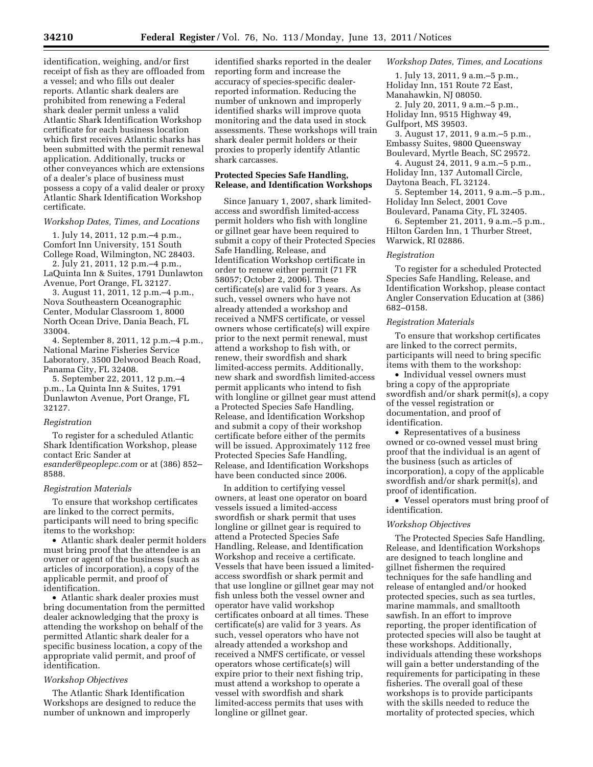identification, weighing, and/or first receipt of fish as they are offloaded from a vessel; and who fills out dealer reports. Atlantic shark dealers are prohibited from renewing a Federal shark dealer permit unless a valid Atlantic Shark Identification Workshop certificate for each business location which first receives Atlantic sharks has been submitted with the permit renewal application. Additionally, trucks or other conveyances which are extensions of a dealer's place of business must possess a copy of a valid dealer or proxy Atlantic Shark Identification Workshop certificate.

*Workshop Dates, Times, and Locations*

1. July 14, 2011, 12 p.m.–4 p.m., Comfort Inn University, 151 South College Road, Wilmington, NC 28403.
2. July 21, 2011, 12 p.m.–4 p.m., LaQuinta Inn & Suites, 1791 Dunlawton Avenue, Port Orange, FL 32127.
3. August 11, 2011, 12 p.m.–4 p.m., Nova Southeastern Oceanographic Center, Modular Classroom 1, 8000 North Ocean Drive, Dania Beach, FL 33004.
4. September 8, 2011, 12 p.m.–4 p.m., National Marine Fisheries Service Laboratory, 3500 Delwood Beach Road, Panama City, FL 32408.
5. September 22, 2011, 12 p.m.–4 p.m., La Quinta Inn & Suites, 1791 Dunlawton Avenue, Port Orange, FL 32127.

*Registration*

To register for a scheduled Atlantic Shark Identification Workshop, please contact Eric Sander at *esander@peoplepc.com* or at (386) 852–8588.

*Registration Materials*

To ensure that workshop certificates are linked to the correct permits, participants will need to bring specific items with them to the workshop:

- Atlantic shark dealer permit holders must bring proof that the attendee is an owner or agent of the business (such as articles of incorporation), a copy of the applicable permit, and proof of identification.
- Atlantic shark dealer proxies must bring documentation from the permitted dealer acknowledging that the proxy is attending the workshop on behalf of the permitted Atlantic shark dealer for a specific business location, a copy of the appropriate valid permit, and proof of identification.

*Workshop Objectives*

The Atlantic Shark Identification Workshops are designed to reduce the number of unknown and improperly identified sharks reported in the dealer reporting form and increase the accuracy of species-specific dealer-reported information. Reducing the number of unknown and improperly identified sharks will improve quota monitoring and the data used in stock assessments. These workshops will train shark dealer permit holders or their proxies to properly identify Atlantic shark carcasses.

**Protected Species Safe Handling, Release, and Identification Workshops**

Since January 1, 2007, shark limited-access and swordfish limited-access permit holders who fish with longline or gillnet gear have been required to submit a copy of their Protected Species Safe Handling, Release, and Identification Workshop certificate in order to renew either permit (71 FR 58057; October 2, 2006). These certificate(s) are valid for 3 years. As such, vessel owners who have not already attended a workshop and received a NMFS certificate, or vessel owners whose certificate(s) will expire prior to the next permit renewal, must attend a workshop to fish with, or renew, their swordfish and shark limited-access permits. Additionally, new shark and swordfish limited-access permit applicants who intend to fish with longline or gillnet gear must attend a Protected Species Safe Handling, Release, and Identification Workshop and submit a copy of their workshop certificate before either of the permits will be issued. Approximately 112 free Protected Species Safe Handling, Release, and Identification Workshops have been conducted since 2006.

In addition to certifying vessel owners, at least one operator on board vessels issued a limited-access swordfish or shark permit that uses longline or gillnet gear is required to attend a Protected Species Safe Handling, Release, and Identification Workshop and receive a certificate. Vessels that have been issued a limited-access swordfish or shark permit and that use longline or gillnet gear may not fish unless both the vessel owner and operator have valid workshop certificates onboard at all times. These certificate(s) are valid for 3 years. As such, vessel operators who have not already attended a workshop and received a NMFS certificate, or vessel operators whose certificate(s) will expire prior to their next fishing trip, must attend a workshop to operate a vessel with swordfish and shark limited-access permits that uses with longline or gillnet gear.

*Workshop Dates, Times, and Locations*

1. July 13, 2011, 9 a.m.–5 p.m., Holiday Inn, 151 Route 72 East, Manahawkin, NJ 08050.
2. July 20, 2011, 9 a.m.–5 p.m., Holiday Inn, 9515 Highway 49, Gulfport, MS 39503.
3. August 17, 2011, 9 a.m.–5 p.m., Embassy Suites, 9800 Queensway Boulevard, Myrtle Beach, SC 29572.
4. August 24, 2011, 9 a.m.–5 p.m., Holiday Inn, 137 Automall Circle, Daytona Beach, FL 32124.
5. September 14, 2011, 9 a.m.–5 p.m., Holiday Inn Select, 2001 Cove Boulevard, Panama City, FL 32405.
6. September 21, 2011, 9 a.m.–5 p.m., Hilton Garden Inn, 1 Thurber Street, Warwick, RI 02886.

*Registration*

To register for a scheduled Protected Species Safe Handling, Release, and Identification Workshop, please contact Angler Conservation Education at (386) 682–0158.

*Registration Materials*

To ensure that workshop certificates are linked to the correct permits, participants will need to bring specific items with them to the workshop:

- Individual vessel owners must bring a copy of the appropriate swordfish and/or shark permit(s), a copy of the vessel registration or documentation, and proof of identification.
- Representatives of a business owned or co-owned vessel must bring proof that the individual is an agent of the business (such as articles of incorporation), a copy of the applicable swordfish and/or shark permit(s), and proof of identification.
- Vessel operators must bring proof of identification.

*Workshop Objectives*

The Protected Species Safe Handling, Release, and Identification Workshops are designed to teach longline and gillnet fishermen the required techniques for the safe handling and release of entangled and/or hooked protected species, such as sea turtles, marine mammals, and smalltooth sawfish. In an effort to improve reporting, the proper identification of protected species will also be taught at these workshops. Additionally, individuals attending these workshops will gain a better understanding of the requirements for participating in these fisheries. The overall goal of these workshops is to provide participants with the skills needed to reduce the mortality of protected species, which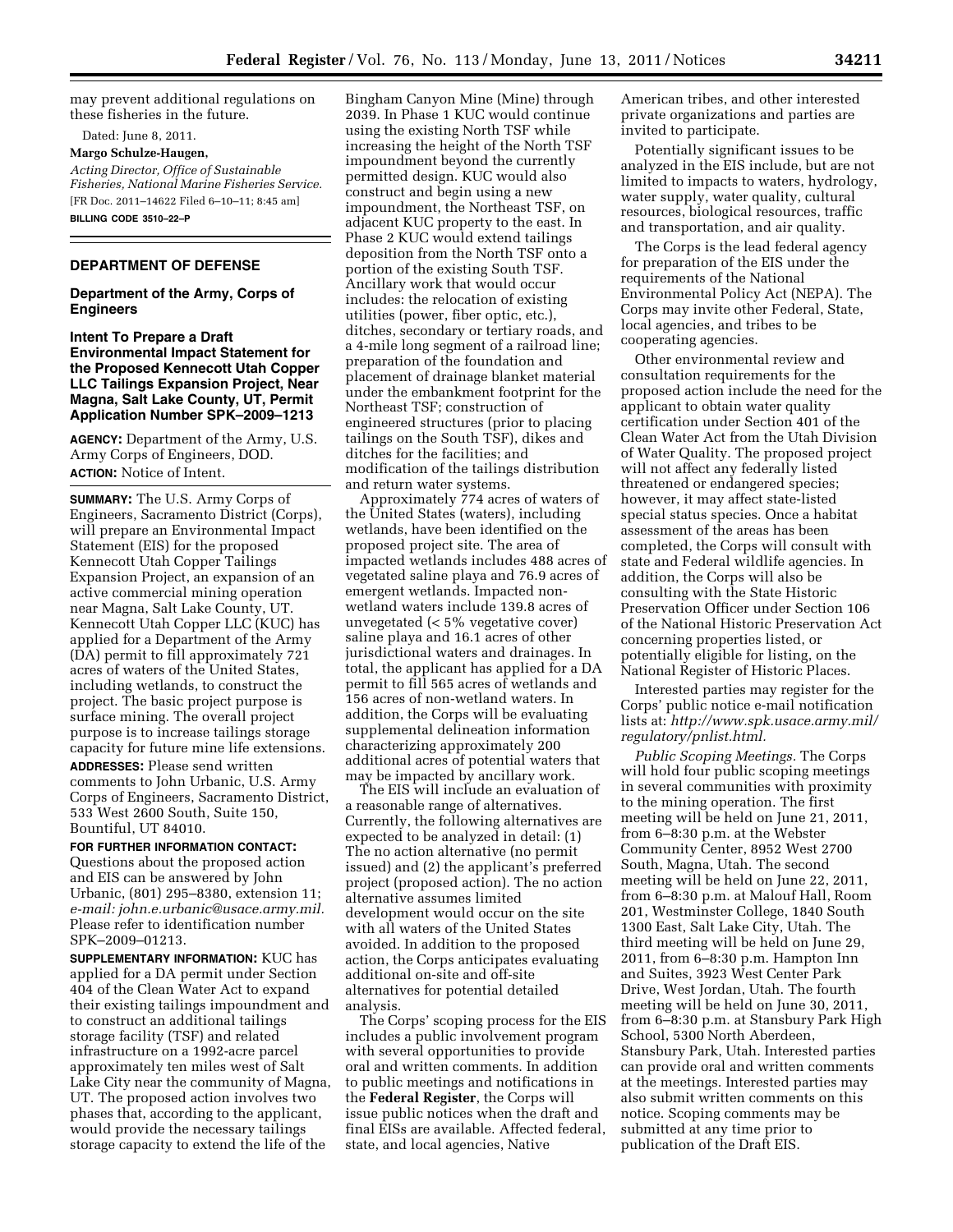may prevent additional regulations on these fisheries in the future.

Dated: June 8, 2011.

**Margo Schulze-Haugen,**

*Acting Director, Office of Sustainable Fisheries, National Marine Fisheries Service.*

[FR Doc. 2011–14622 Filed 6–10–11; 8:45 am]

**BILLING CODE 3510–22–P**

## DEPARTMENT OF DEFENSE

### Department of the Army, Corps of Engineers

### Intent To Prepare a Draft Environmental Impact Statement for the Proposed Kennecott Utah Copper LLC Tailings Expansion Project, Near Magna, Salt Lake County, UT, Permit Application Number SPK–2009–1213

**AGENCY:** Department of the Army, U.S. Army Corps of Engineers, DOD.

**ACTION:** Notice of Intent.

**SUMMARY:** The U.S. Army Corps of Engineers, Sacramento District (Corps), will prepare an Environmental Impact Statement (EIS) for the proposed Kennecott Utah Copper Tailings Expansion Project, an expansion of an active commercial mining operation near Magna, Salt Lake County, UT. Kennecott Utah Copper LLC (KUC) has applied for a Department of the Army (DA) permit to fill approximately 721 acres of waters of the United States, including wetlands, to construct the project. The basic project purpose is surface mining. The overall project purpose is to increase tailings storage capacity for future mine life extensions.

**ADDRESSES:** Please send written comments to John Urbanic, U.S. Army Corps of Engineers, Sacramento District, 533 West 2600 South, Suite 150, Bountiful, UT 84010.

**FOR FURTHER INFORMATION CONTACT:** Questions about the proposed action and EIS can be answered by John Urbanic, (801) 295–8380, extension 11; *e-mail: john.e.urbanic@usace.army.mil.* Please refer to identification number SPK–2009–01213.

**SUPPLEMENTARY INFORMATION:** KUC has applied for a DA permit under Section 404 of the Clean Water Act to expand their existing tailings impoundment and to construct an additional tailings storage facility (TSF) and related infrastructure on a 1992-acre parcel approximately ten miles west of Salt Lake City near the community of Magna, UT. The proposed action involves two phases that, according to the applicant, would provide the necessary tailings storage capacity to extend the life of the Bingham Canyon Mine (Mine) through 2039. In Phase 1 KUC would continue using the existing North TSF while increasing the height of the North TSF impoundment beyond the currently permitted design. KUC would also construct and begin using a new impoundment, the Northeast TSF, on adjacent KUC property to the east. In Phase 2 KUC would extend tailings deposition from the North TSF onto a portion of the existing South TSF. Ancillary work that would occur includes: the relocation of existing utilities (power, fiber optic, etc.), ditches, secondary or tertiary roads, and a 4-mile long segment of a railroad line; preparation of the foundation and placement of drainage blanket material under the embankment footprint for the Northeast TSF; construction of engineered structures (prior to placing tailings on the South TSF), dikes and ditches for the facilities; and modification of the tailings distribution and return water systems.

Approximately 774 acres of waters of the United States (waters), including wetlands, have been identified on the proposed project site. The area of impacted wetlands includes 488 acres of vegetated saline playa and 76.9 acres of emergent wetlands. Impacted non-wetland waters include 139.8 acres of unvegetated (< 5% vegetative cover) saline playa and 16.1 acres of other jurisdictional waters and drainages. In total, the applicant has applied for a DA permit to fill 565 acres of wetlands and 156 acres of non-wetland waters. In addition, the Corps will be evaluating supplemental delineation information characterizing approximately 200 additional acres of potential waters that may be impacted by ancillary work.

The EIS will include an evaluation of a reasonable range of alternatives. Currently, the following alternatives are expected to be analyzed in detail: (1) The no action alternative (no permit issued) and (2) the applicant's preferred project (proposed action). The no action alternative assumes limited development would occur on the site with all waters of the United States avoided. In addition to the proposed action, the Corps anticipates evaluating additional on-site and off-site alternatives for potential detailed analysis.

The Corps' scoping process for the EIS includes a public involvement program with several opportunities to provide oral and written comments. In addition to public meetings and notifications in the **Federal Register**, the Corps will issue public notices when the draft and final EISs are available. Affected federal, state, and local agencies, Native American tribes, and other interested private organizations and parties are invited to participate.

Potentially significant issues to be analyzed in the EIS include, but are not limited to impacts to waters, hydrology, water supply, water quality, cultural resources, biological resources, traffic and transportation, and air quality.

The Corps is the lead federal agency for preparation of the EIS under the requirements of the National Environmental Policy Act (NEPA). The Corps may invite other Federal, State, local agencies, and tribes to be cooperating agencies.

Other environmental review and consultation requirements for the proposed action include the need for the applicant to obtain water quality certification under Section 401 of the Clean Water Act from the Utah Division of Water Quality. The proposed project will not affect any federally listed threatened or endangered species; however, it may affect state-listed special status species. Once a habitat assessment of the areas has been completed, the Corps will consult with state and Federal wildlife agencies. In addition, the Corps will also be consulting with the State Historic Preservation Officer under Section 106 of the National Historic Preservation Act concerning properties listed, or potentially eligible for listing, on the National Register of Historic Places.

Interested parties may register for the Corps' public notice e-mail notification lists at: *http://www.spk.usace.army.mil/regulatory/pnlist.html.*

*Public Scoping Meetings.* The Corps will hold four public scoping meetings in several communities with proximity to the mining operation. The first meeting will be held on June 21, 2011, from 6–8:30 p.m. at the Webster Community Center, 8952 West 2700 South, Magna, Utah. The second meeting will be held on June 22, 2011, from 6–8:30 p.m. at Malouf Hall, Room 201, Westminster College, 1840 South 1300 East, Salt Lake City, Utah. The third meeting will be held on June 29, 2011, from 6–8:30 p.m. Hampton Inn and Suites, 3923 West Center Park Drive, West Jordan, Utah. The fourth meeting will be held on June 30, 2011, from 6–8:30 p.m. at Stansbury Park High School, 5300 North Aberdeen, Stansbury Park, Utah. Interested parties can provide oral and written comments at the meetings. Interested parties may also submit written comments on this notice. Scoping comments may be submitted at any time prior to publication of the Draft EIS.